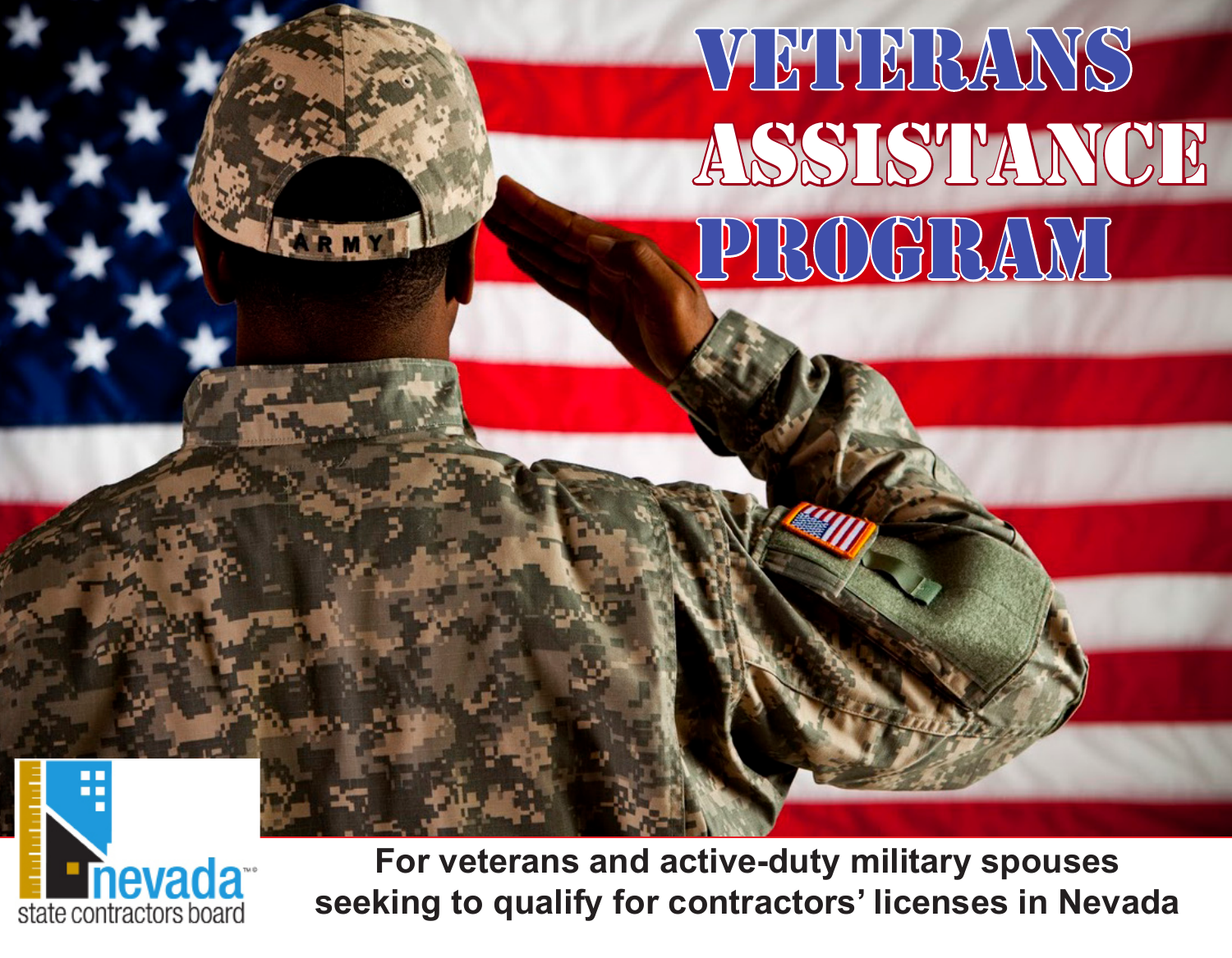# VETERANS ASSISTANCE PROGRAM

nevada state contractors board

**For veterans and active-duty military spouses seeking to qualify for contractors' licenses in Nevada**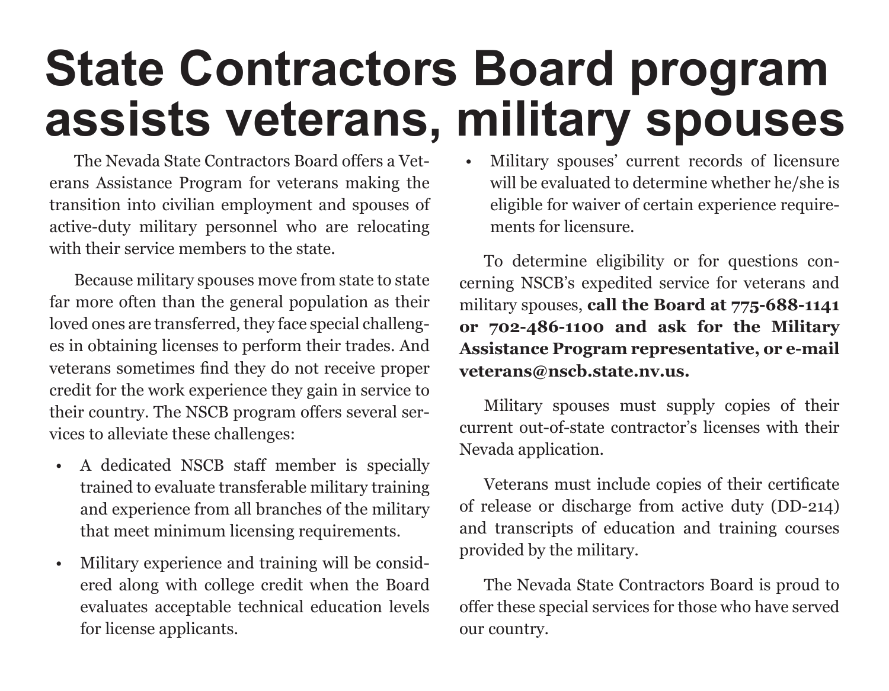# State Contractors Board program assists veterans, military spouses

The Nevada State Contractors Board offers a Veterans Assistance Program for veterans making the transition into civilian employment and spouses of active-duty military personnel who are relocating with their service members to the state.

Because military spouses move from state to state far more often than the general population as their loved ones are transferred, they face special challenges in obtaining licenses to perform their trades. And veterans sometimes find they do not receive proper credit for the work experience they gain in service to their country. The NSCB program offers several services to alleviate these challenges:

- A dedicated NSCB staff member is specially trained to evaluate transferable military training and experience from all branches of the military that meet minimum licensing requirements.
- Military experience and training will be considered along with college credit when the Board evaluates acceptable technical education levels for license applicants.
- Military spouses' current records of licensure will be evaluated to determine whether he/she is eligible for waiver of certain experience requirements for licensure.

To determine eligibility or for questions concerning NSCB's expedited service for veterans and military spouses, **call the Board at 775-688-1141 or 702-486-1100 and ask for the Military Assistance Program representative, or e-mail veterans@nscb.state.nv.us.**

Military spouses must supply copies of their current out-of-state contractor's licenses with their Nevada application.

Veterans must include copies of their certificate of release or discharge from active duty (DD-214) and transcripts of education and training courses provided by the military.

The Nevada State Contractors Board is proud to offer these special services for those who have served our country.